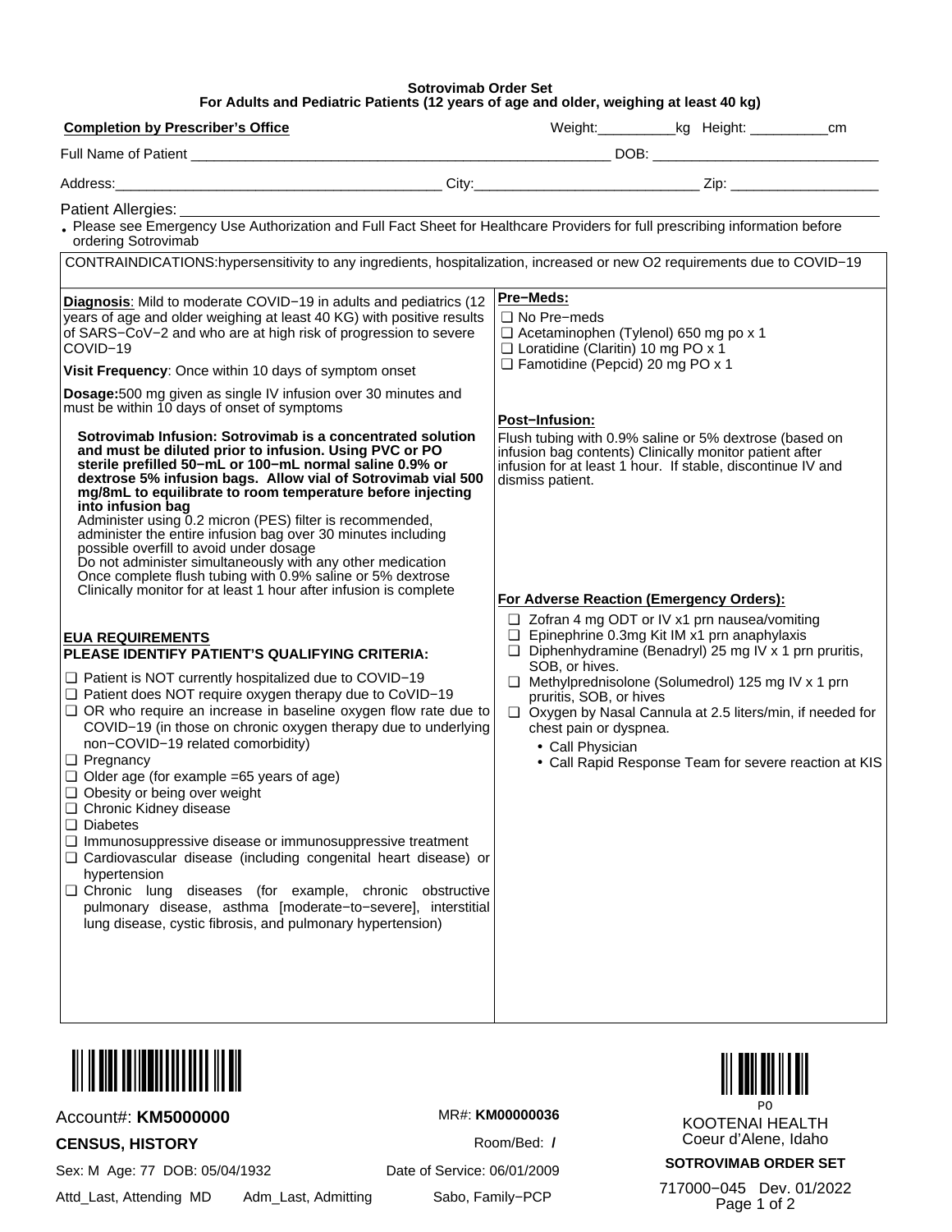# Sotrovimab Order Set

**For Adults and Pediatric Patients (12 years of age and older, weighing at least 40 kg)**

**Completion by Prescriber's Office**

Weight:__________kg Height: __________cm

Full Name of Patient ________________________________________________ DOB: ___________________________

Address:_______________________________________ City:_____________________________ Zip: ___________________

Patient Allergies: ____________________________________________________________________________

- Please see Emergency Use Authorization and Full Fact Sheet for Healthcare Providers for full prescribing information before ordering Sotrovimab

CONTRAINDICATIONS:hypersensitivity to any ingredients, hospitalization, increased or new O2 requirements due to COVID−19

**Diagnosis**: Mild to moderate COVID−19 in adults and pediatrics (12 years of age and older weighing at least 40 KG) with positive results of SARS−CoV−2 and who are at high risk of progression to severe COVID−19

**Visit Frequency**: Once within 10 days of symptom onset

**Dosage:**500 mg given as single IV infusion over 30 minutes and must be within 10 days of onset of symptoms

**Sotrovimab Infusion: Sotrovimab is a concentrated solution and must be diluted prior to infusion. Using PVC or PO sterile prefilled 50−mL or 100−mL normal saline 0.9% or dextrose 5% infusion bags. Allow vial of Sotrovimab vial 500 mg/8mL to equilibrate to room temperature before injecting into infusion bag**

Administer using 0.2 micron (PES) filter is recommended, administer the entire infusion bag over 30 minutes including possible overfill to avoid under dosage

Do not administer simultaneously with any other medication

Once complete flush tubing with 0.9% saline or 5% dextrose

Clinically monitor for at least 1 hour after infusion is complete

**EUA REQUIREMENTS**

**PLEASE IDENTIFY PATIENT'S QUALIFYING CRITERIA:**

- ❑ Patient is NOT currently hospitalized due to COVID−19
- ❑ Patient does NOT require oxygen therapy due to CoVID−19
- ❑ OR who require an increase in baseline oxygen flow rate due to COVID−19 (in those on chronic oxygen therapy due to underlying non−COVID−19 related comorbidity)
- ❑ Pregnancy
- ❑ Older age (for example =65 years of age)
- ❑ Obesity or being over weight
- ❑ Chronic Kidney disease
- ❑ Diabetes
- ❑ Immunosuppressive disease or immunosuppressive treatment
- ❑ Cardiovascular disease (including congenital heart disease) or hypertension
- ❑ Chronic lung diseases (for example, chronic obstructive pulmonary disease, asthma [moderate−to−severe], interstitial lung disease, cystic fibrosis, and pulmonary hypertension)

**Pre−Meds:**

- ❑ No Pre−meds
- ❑ Acetaminophen (Tylenol) 650 mg po x 1
- ❑ Loratidine (Claritin) 10 mg PO x 1
- ❑ Famotidine (Pepcid) 20 mg PO x 1

**Post−Infusion:**

Flush tubing with 0.9% saline or 5% dextrose (based on infusion bag contents) Clinically monitor patient after infusion for at least 1 hour. If stable, discontinue IV and dismiss patient.

**For Adverse Reaction (Emergency Orders):**

- ❑ Zofran 4 mg ODT or IV x1 prn nausea/vomiting
- ❑ Epinephrine 0.3mg Kit IM x1 prn anaphylaxis
- ❑ Diphenhydramine (Benadryl) 25 mg IV x 1 prn pruritis, SOB, or hives.
- ❑ Methylprednisolone (Solumedrol) 125 mg IV x 1 prn pruritis, SOB, or hives
- ❑ Oxygen by Nasal Cannula at 2.5 liters/min, if needed for chest pain or dyspnea.
  - Call Physician
  - Call Rapid Response Team for severe reaction at KIS

Account#: **KM5000000** MR#: **KM00000036**

**CENSUS, HISTORY** Room/Bed: **/**

Sex: M Age: 77 DOB: 05/04/1932 Date of Service: 06/01/2009

Attd_Last, Attending MD Adm_Last, Admitting Sabo, Family−PCP

P0

KOOTENAI HEALTH
Coeur d'Alene, Idaho

**SOTROVIMAB ORDER SET**

717000−045 Dev. 01/2022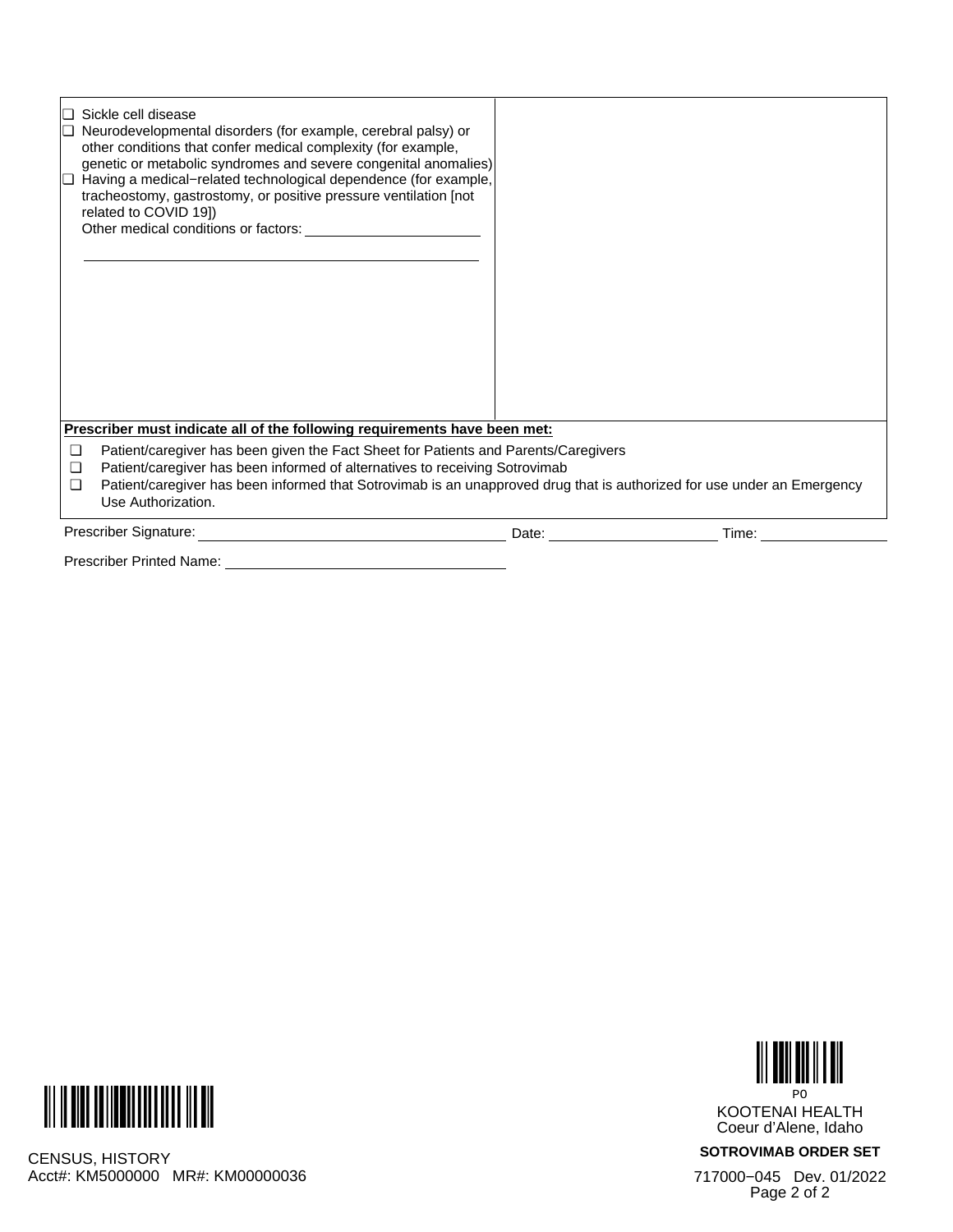- ❑ Sickle cell disease
- ❑ Neurodevelopmental disorders (for example, cerebral palsy) or other conditions that confer medical complexity (for example, genetic or metabolic syndromes and severe congenital anomalies)
- ❑ Having a medical−related technological dependence (for example, tracheostomy, gastrostomy, or positive pressure ventilation [not related to COVID 19])

Other medical conditions or factors: ______________________

______________________________________________

**Prescriber must indicate all of the following requirements have been met:**

- ❑ Patient/caregiver has been given the Fact Sheet for Patients and Parents/Caregivers
- ❑ Patient/caregiver has been informed of alternatives to receiving Sotrovimab
- ❑ Patient/caregiver has been informed that Sotrovimab is an unapproved drug that is authorized for use under an Emergency Use Authorization.

Prescriber Signature: ______________________ Date: ____________ Time: ____________

Prescriber Printed Name: ______________________

CENSUS, HISTORY
Acct#: KM5000000 MR#: KM00000036

P0
KOOTENAI HEALTH
Coeur d'Alene, Idaho

**SOTROVIMAB ORDER SET**

717000−045 Dev. 01/2022